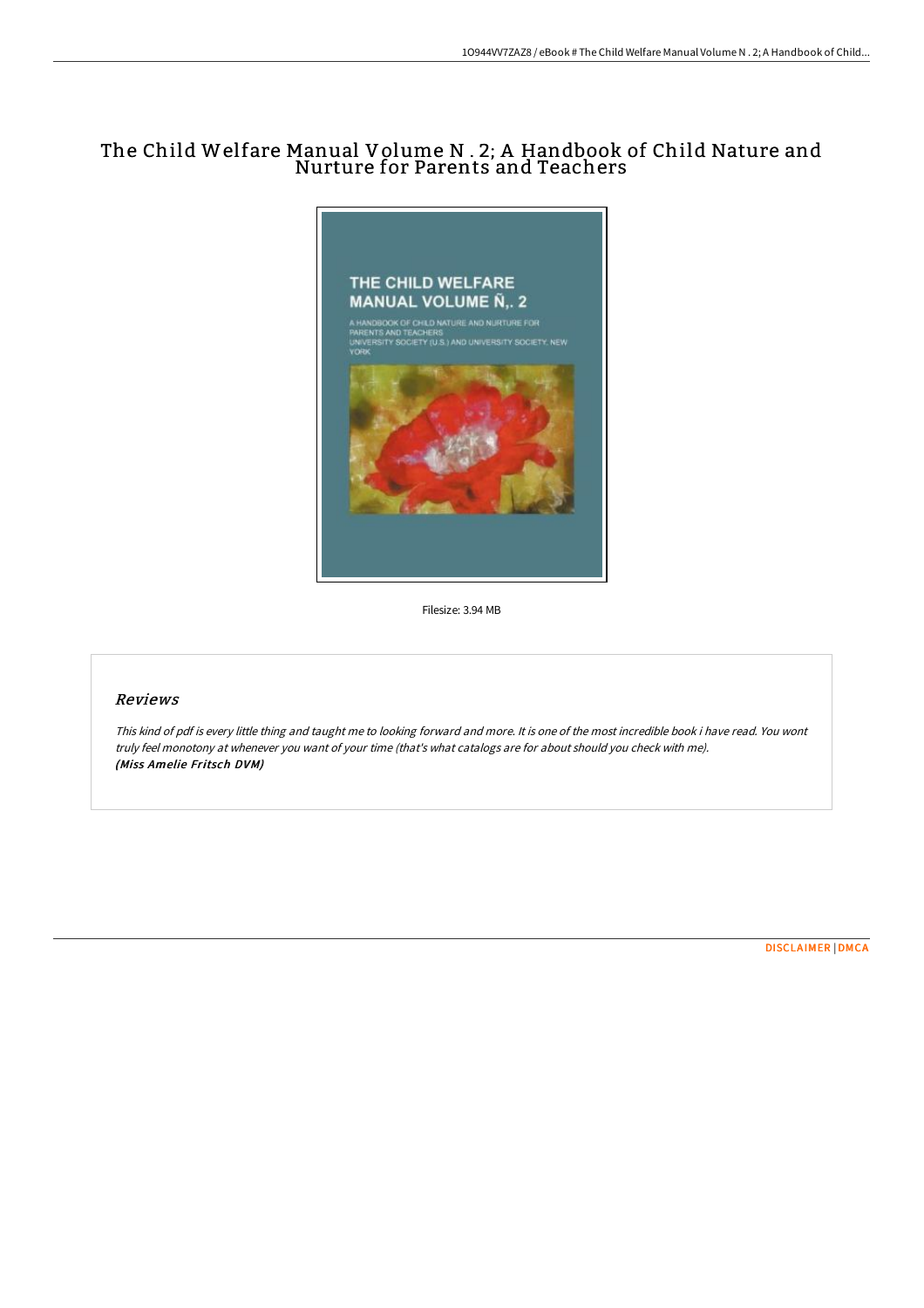# The Child Welfare Manual Volume N . 2; A Handbook of Child Nature and Nurture for Parents and Teachers

Filesize: 3.94 MB

## Reviews

*This kind of pdf is every little thing and taught me to looking forward and more. It is one of the most incredible book i have read. You wont truly feel monotony at whenever you want of your time (that's what catalogs are for about should you check with me).*
***(Miss Amelie Fritsch DVM)***

DISCLAIMER | DMCA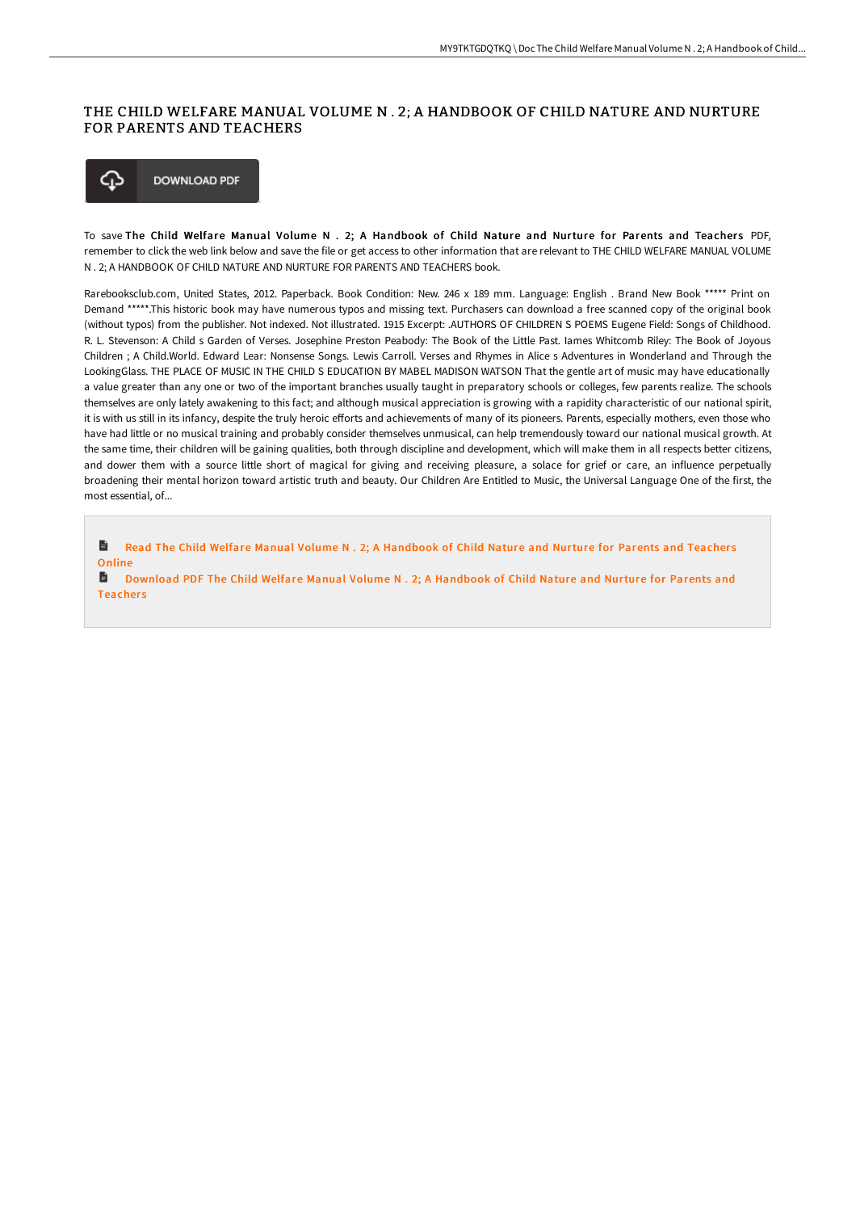# THE CHILD WELFARE MANUAL VOLUME N . 2; A HANDBOOK OF CHILD NATURE AND NURTURE FOR PARENTS AND TEACHERS

DOWNLOAD PDF

To save **The Child Welfare Manual Volume N . 2; A Handbook of Child Nature and Nurture for Parents and Teachers** PDF, remember to click the web link below and save the file or get access to other information that are relevant to THE CHILD WELFARE MANUAL VOLUME N . 2; A HANDBOOK OF CHILD NATURE AND NURTURE FOR PARENTS AND TEACHERS book.

Rarebooksclub.com, United States, 2012. Paperback. Book Condition: New. 246 x 189 mm. Language: English . Brand New Book ***** Print on Demand *****.This historic book may have numerous typos and missing text. Purchasers can download a free scanned copy of the original book (without typos) from the publisher. Not indexed. Not illustrated. 1915 Excerpt: .AUTHORS OF CHILDREN S POEMS Eugene Field: Songs of Childhood. R. L. Stevenson: A Child s Garden of Verses. Josephine Preston Peabody: The Book of the Little Past. Iames Whitcomb Riley: The Book of Joyous Children ; A Child.World. Edward Lear: Nonsense Songs. Lewis Carroll. Verses and Rhymes in Alice s Adventures in Wonderland and Through the LookingGlass. THE PLACE OF MUSIC IN THE CHILD S EDUCATION BY MABEL MADISON WATSON That the gentle art of music may have educationally a value greater than any one or two of the important branches usually taught in preparatory schools or colleges, few parents realize. The schools themselves are only lately awakening to this fact; and although musical appreciation is growing with a rapidity characteristic of our national spirit, it is with us still in its infancy, despite the truly heroic efforts and achievements of many of its pioneers. Parents, especially mothers, even those who have had little or no musical training and probably consider themselves unmusical, can help tremendously toward our national musical growth. At the same time, their children will be gaining qualities, both through discipline and development, which will make them in all respects better citizens, and dower them with a source little short of magical for giving and receiving pleasure, a solace for grief or care, an influence perpetually broadening their mental horizon toward artistic truth and beauty. Our Children Are Entitled to Music, the Universal Language One of the first, the most essential, of...

Read The Child Welfare Manual Volume N . 2; A Handbook of Child Nature and Nurture for Parents and Teachers Online

Download PDF The Child Welfare Manual Volume N . 2; A Handbook of Child Nature and Nurture for Parents and Teachers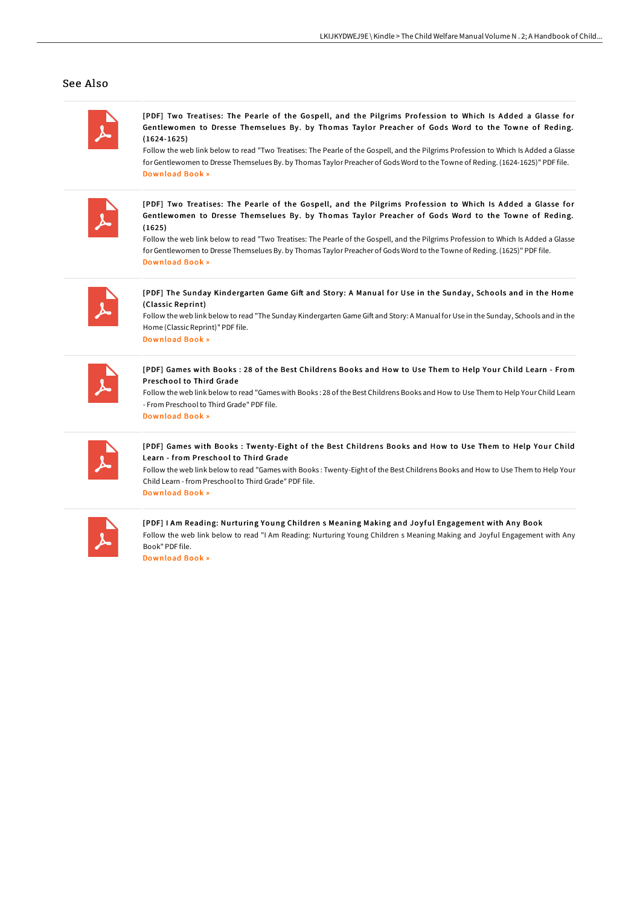## See Also

[PDF] Two Treatises: The Pearle of the Gospell, and the Pilgrims Profession to Which Is Added a Glasse for Gentlewomen to Dresse Themselues By. by Thomas Taylor Preacher of Gods Word to the Towne of Reding. (1624-1625)

Follow the web link below to read "Two Treatises: The Pearle of the Gospell, and the Pilgrims Profession to Which Is Added a Glasse for Gentlewomen to Dresse Themselues By. by Thomas Taylor Preacher of Gods Word to the Towne of Reding. (1624-1625)" PDF file.

Download Book »

[PDF] Two Treatises: The Pearle of the Gospell, and the Pilgrims Profession to Which Is Added a Glasse for Gentlewomen to Dresse Themselues By. by Thomas Taylor Preacher of Gods Word to the Towne of Reding. (1625)

Follow the web link below to read "Two Treatises: The Pearle of the Gospell, and the Pilgrims Profession to Which Is Added a Glasse for Gentlewomen to Dresse Themselues By. by Thomas Taylor Preacher of Gods Word to the Towne of Reding. (1625)" PDF file.

Download Book »

[PDF] The Sunday Kindergarten Game Gift and Story: A Manual for Use in the Sunday, Schools and in the Home (Classic Reprint)

Follow the web link below to read "The Sunday Kindergarten Game Gift and Story: A Manual for Use in the Sunday, Schools and in the Home (Classic Reprint)" PDF file.

Download Book »

[PDF] Games with Books : 28 of the Best Childrens Books and How to Use Them to Help Your Child Learn - From Preschool to Third Grade

Follow the web link below to read "Games with Books : 28 of the Best Childrens Books and How to Use Them to Help Your Child Learn - From Preschool to Third Grade" PDF file.

Download Book »

[PDF] Games with Books : Twenty-Eight of the Best Childrens Books and How to Use Them to Help Your Child Learn - from Preschool to Third Grade

Follow the web link below to read "Games with Books : Twenty-Eight of the Best Childrens Books and How to Use Them to Help Your Child Learn - from Preschool to Third Grade" PDF file.

Download Book »

[PDF] I Am Reading: Nurturing Young Children s Meaning Making and Joyful Engagement with Any Book

Follow the web link below to read "I Am Reading: Nurturing Young Children s Meaning Making and Joyful Engagement with Any Book" PDF file.

Download Book »